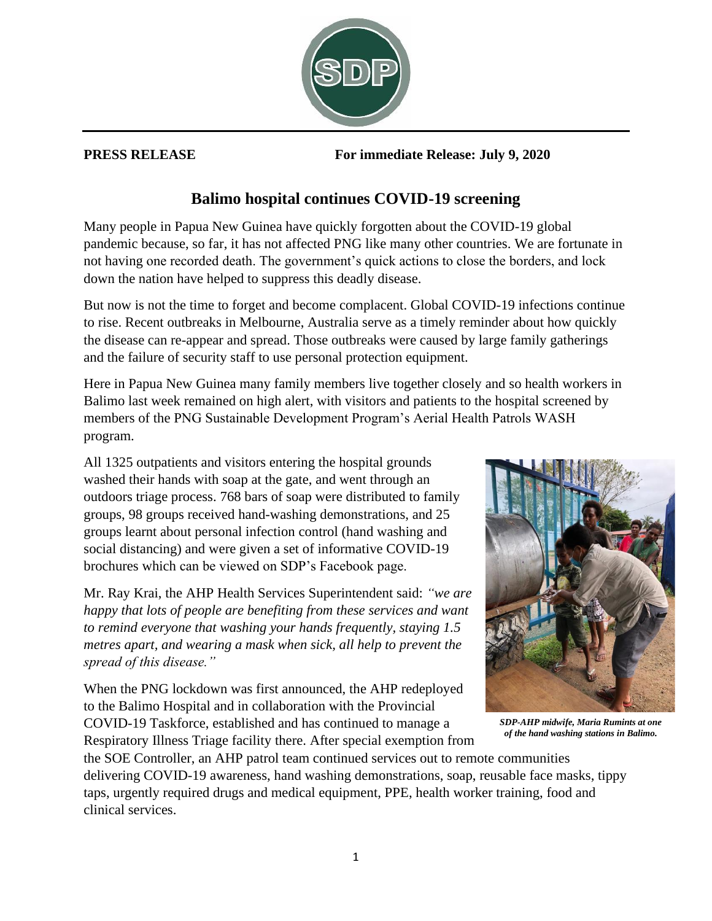**PRESS RELEASE** **For immediate Release: July 9, 2020**

# Balimo hospital continues COVID-19 screening

Many people in Papua New Guinea have quickly forgotten about the COVID-19 global pandemic because, so far, it has not affected PNG like many other countries. We are fortunate in not having one recorded death. The government's quick actions to close the borders, and lock down the nation have helped to suppress this deadly disease.

But now is not the time to forget and become complacent. Global COVID-19 infections continue to rise. Recent outbreaks in Melbourne, Australia serve as a timely reminder about how quickly the disease can re-appear and spread. Those outbreaks were caused by large family gatherings and the failure of security staff to use personal protection equipment.

Here in Papua New Guinea many family members live together closely and so health workers in Balimo last week remained on high alert, with visitors and patients to the hospital screened by members of the PNG Sustainable Development Program's Aerial Health Patrols WASH program.

All 1325 outpatients and visitors entering the hospital grounds washed their hands with soap at the gate, and went through an outdoors triage process. 768 bars of soap were distributed to family groups, 98 groups received hand-washing demonstrations, and 25 groups learnt about personal infection control (hand washing and social distancing) and were given a set of informative COVID-19 brochures which can be viewed on SDP's Facebook page.

Mr. Ray Krai, the AHP Health Services Superintendent said: *"we are happy that lots of people are benefiting from these services and want to remind everyone that washing your hands frequently, staying 1.5 metres apart, and wearing a mask when sick, all help to prevent the spread of this disease."*

***SDP-AHP midwife, Maria Rumints at one of the hand washing stations in Balimo.***

When the PNG lockdown was first announced, the AHP redeployed to the Balimo Hospital and in collaboration with the Provincial COVID-19 Taskforce, established and has continued to manage a Respiratory Illness Triage facility there. After special exemption from the SOE Controller, an AHP patrol team continued services out to remote communities delivering COVID-19 awareness, hand washing demonstrations, soap, reusable face masks, tippy taps, urgently required drugs and medical equipment, PPE, health worker training, food and clinical services.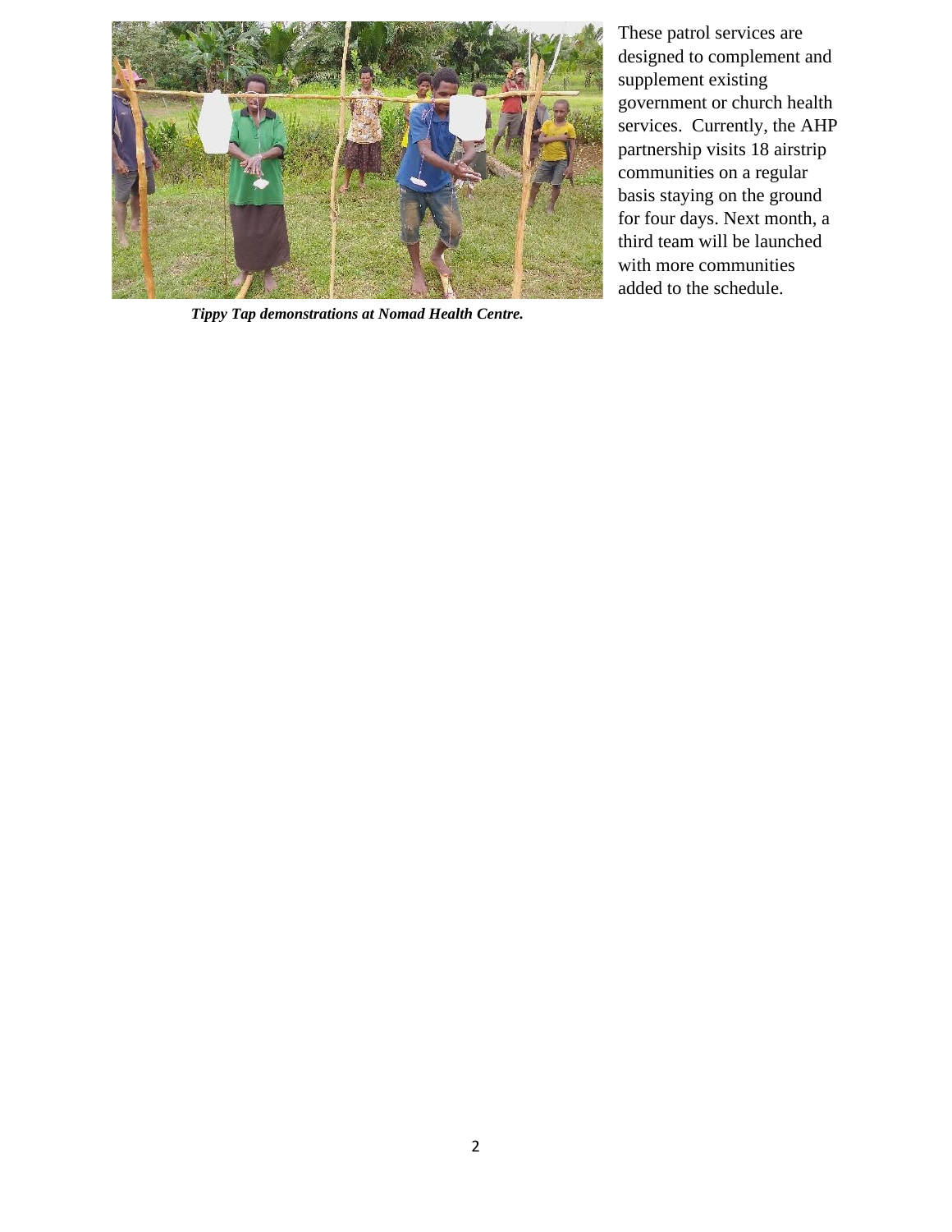*Tippy Tap demonstrations at Nomad Health Centre.*

These patrol services are designed to complement and supplement existing government or church health services. Currently, the AHP partnership visits 18 airstrip communities on a regular basis staying on the ground for four days. Next month, a third team will be launched with more communities added to the schedule.